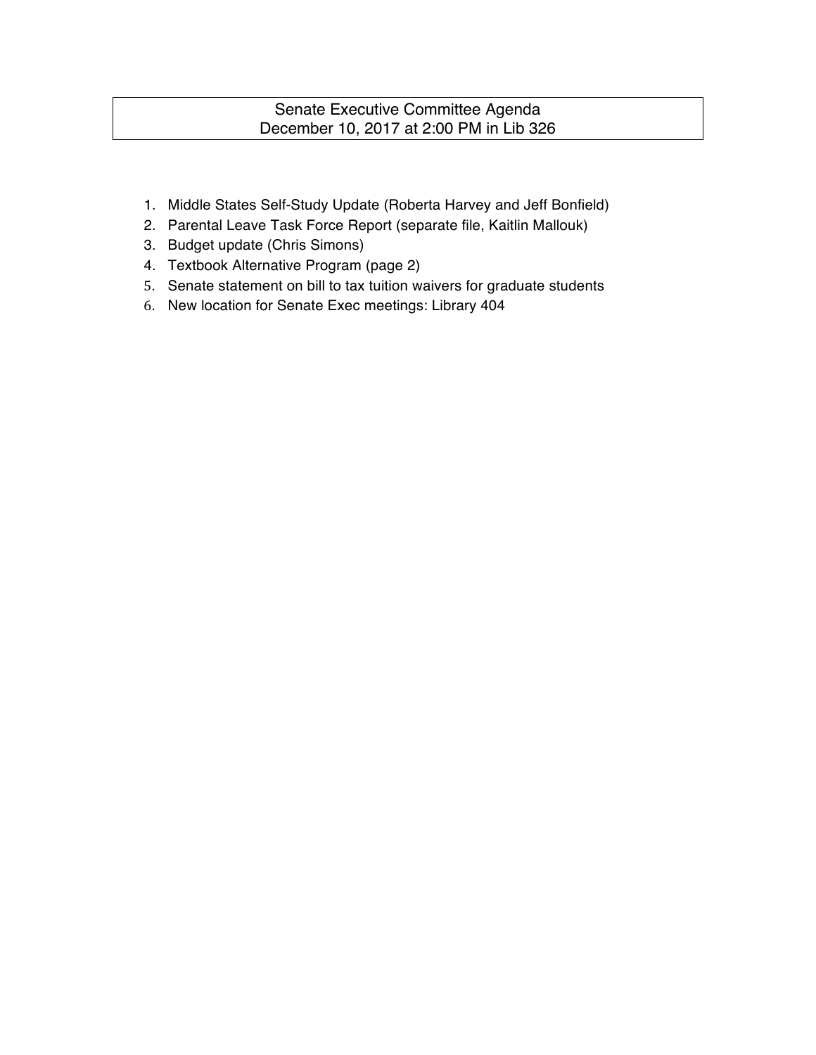# Senate Executive Committee Agenda
## December 10, 2017 at 2:00 PM in Lib 326

1. Middle States Self-Study Update (Roberta Harvey and Jeff Bonfield)
2. Parental Leave Task Force Report (separate file, Kaitlin Mallouk)
3. Budget update (Chris Simons)
4. Textbook Alternative Program (page 2)
5. Senate statement on bill to tax tuition waivers for graduate students
6. New location for Senate Exec meetings: Library 404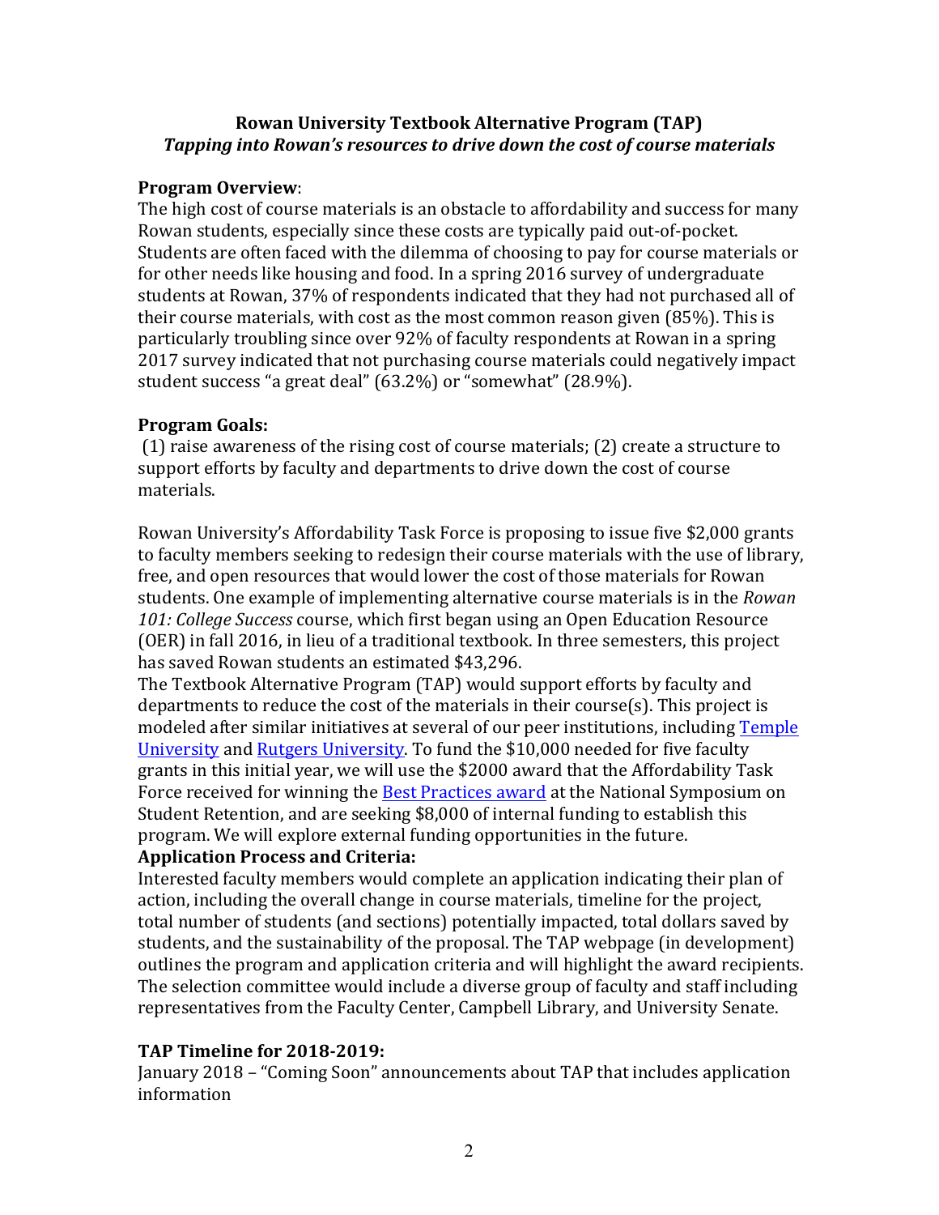**Rowan University Textbook Alternative Program (TAP)**
***Tapping into Rowan's resources to drive down the cost of course materials***

**Program Overview**:
The high cost of course materials is an obstacle to affordability and success for many Rowan students, especially since these costs are typically paid out-of-pocket. Students are often faced with the dilemma of choosing to pay for course materials or for other needs like housing and food. In a spring 2016 survey of undergraduate students at Rowan, 37% of respondents indicated that they had not purchased all of their course materials, with cost as the most common reason given (85%). This is particularly troubling since over 92% of faculty respondents at Rowan in a spring 2017 survey indicated that not purchasing course materials could negatively impact student success "a great deal" (63.2%) or "somewhat" (28.9%).

**Program Goals:**
(1) raise awareness of the rising cost of course materials; (2) create a structure to support efforts by faculty and departments to drive down the cost of course materials.

Rowan University's Affordability Task Force is proposing to issue five $2,000 grants to faculty members seeking to redesign their course materials with the use of library, free, and open resources that would lower the cost of those materials for Rowan students. One example of implementing alternative course materials is in the *Rowan 101: College Success* course, which first began using an Open Education Resource (OER) in fall 2016, in lieu of a traditional textbook. In three semesters, this project has saved Rowan students an estimated $43,296.
The Textbook Alternative Program (TAP) would support efforts by faculty and departments to reduce the cost of the materials in their course(s). This project is modeled after similar initiatives at several of our peer institutions, including Temple University and Rutgers University. To fund the $10,000 needed for five faculty grants in this initial year, we will use the $2000 award that the Affordability Task Force received for winning the Best Practices award at the National Symposium on Student Retention, and are seeking $8,000 of internal funding to establish this program. We will explore external funding opportunities in the future.

**Application Process and Criteria:**
Interested faculty members would complete an application indicating their plan of action, including the overall change in course materials, timeline for the project, total number of students (and sections) potentially impacted, total dollars saved by students, and the sustainability of the proposal. The TAP webpage (in development) outlines the program and application criteria and will highlight the award recipients. The selection committee would include a diverse group of faculty and staff including representatives from the Faculty Center, Campbell Library, and University Senate.

**TAP Timeline for 2018-2019:**
January 2018 – "Coming Soon" announcements about TAP that includes application information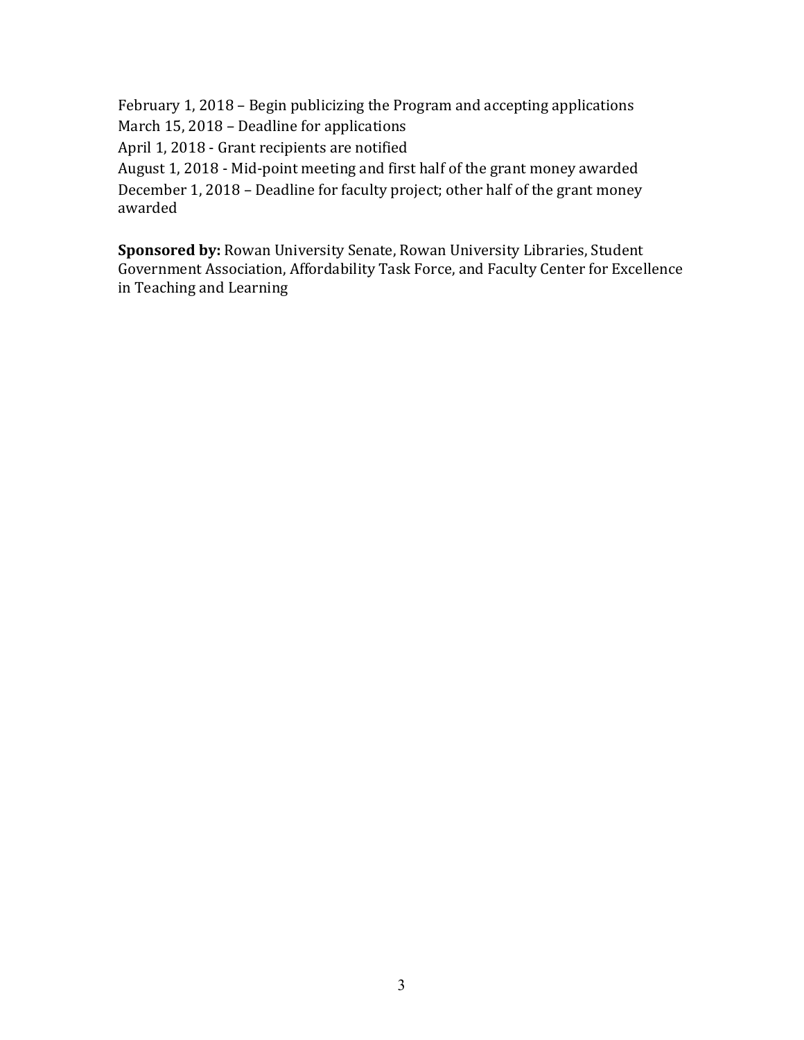February 1, 2018 – Begin publicizing the Program and accepting applications
March 15, 2018 – Deadline for applications
April 1, 2018 - Grant recipients are notified
August 1, 2018 - Mid-point meeting and first half of the grant money awarded
December 1, 2018 – Deadline for faculty project; other half of the grant money awarded

**Sponsored by:** Rowan University Senate, Rowan University Libraries, Student Government Association, Affordability Task Force, and Faculty Center for Excellence in Teaching and Learning